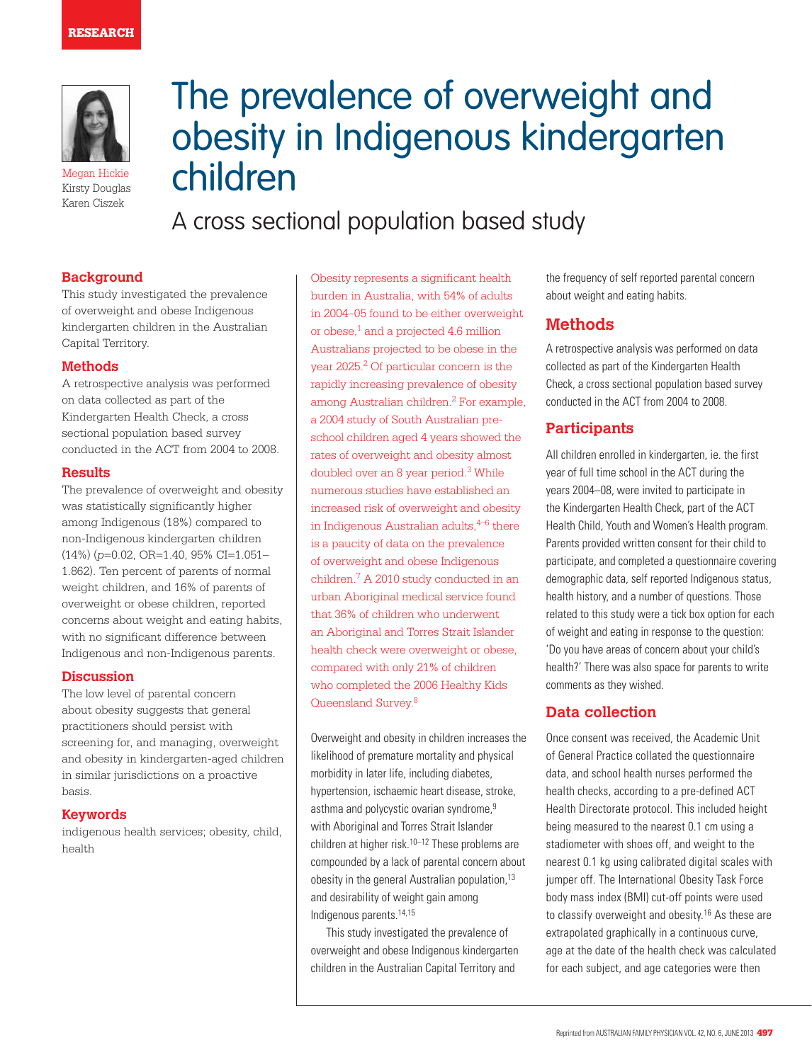RESEARCH

# The prevalence of overweight and obesity in Indigenous kindergarten children

## A cross sectional population based study

Megan Hickie
Kirsty Douglas
Karen Ciszek

### Background

This study investigated the prevalence of overweight and obese Indigenous kindergarten children in the Australian Capital Territory.

### Methods

A retrospective analysis was performed on data collected as part of the Kindergarten Health Check, a cross sectional population based survey conducted in the ACT from 2004 to 2008.

### Results

The prevalence of overweight and obesity was statistically significantly higher among Indigenous (18%) compared to non-Indigenous kindergarten children (14%) ($p$=0.02, OR=1.40, 95% CI=1.051–1.862). Ten percent of parents of normal weight children, and 16% of parents of overweight or obese children, reported concerns about weight and eating habits, with no significant difference between Indigenous and non-Indigenous parents.

### Discussion

The low level of parental concern about obesity suggests that general practitioners should persist with screening for, and managing, overweight and obesity in kindergarten-aged children in similar jurisdictions on a proactive basis.

### Keywords

indigenous health services; obesity, child, health

Obesity represents a significant health burden in Australia, with 54% of adults in 2004–05 found to be either overweight or obese,[1] and a projected 4.6 million Australians projected to be obese in the year 2025.[2] Of particular concern is the rapidly increasing prevalence of obesity among Australian children.[2] For example, a 2004 study of South Australian pre-school children aged 4 years showed the rates of overweight and obesity almost doubled over an 8 year period.[3] While numerous studies have established an increased risk of overweight and obesity in Indigenous Australian adults,[4–6] there is a paucity of data on the prevalence of overweight and obese Indigenous children.[7] A 2010 study conducted in an urban Aboriginal medical service found that 36% of children who underwent an Aboriginal and Torres Strait Islander health check were overweight or obese, compared with only 21% of children who completed the 2006 Healthy Kids Queensland Survey.[8]

Overweight and obesity in children increases the likelihood of premature mortality and physical morbidity in later life, including diabetes, hypertension, ischaemic heart disease, stroke, asthma and polycystic ovarian syndrome,[9] with Aboriginal and Torres Strait Islander children at higher risk.[10–12] These problems are compounded by a lack of parental concern about obesity in the general Australian population,[13] and desirability of weight gain among Indigenous parents.[14,15]

This study investigated the prevalence of overweight and obese Indigenous kindergarten children in the Australian Capital Territory and the frequency of self reported parental concern about weight and eating habits.

## Methods

A retrospective analysis was performed on data collected as part of the Kindergarten Health Check, a cross sectional population based survey conducted in the ACT from 2004 to 2008.

## Participants

All children enrolled in kindergarten, ie. the first year of full time school in the ACT during the years 2004–08, were invited to participate in the Kindergarten Health Check, part of the ACT Health Child, Youth and Women's Health program. Parents provided written consent for their child to participate, and completed a questionnaire covering demographic data, self reported Indigenous status, health history, and a number of questions. Those related to this study were a tick box option for each of weight and eating in response to the question: 'Do you have areas of concern about your child's health?' There was also space for parents to write comments as they wished.

## Data collection

Once consent was received, the Academic Unit of General Practice collated the questionnaire data, and school health nurses performed the health checks, according to a pre-defined ACT Health Directorate protocol. This included height being measured to the nearest 0.1 cm using a stadiometer with shoes off, and weight to the nearest 0.1 kg using calibrated digital scales with jumper off. The International Obesity Task Force body mass index (BMI) cut-off points were used to classify overweight and obesity.[16] As these are extrapolated graphically in a continuous curve, age at the date of the health check was calculated for each subject, and age categories were then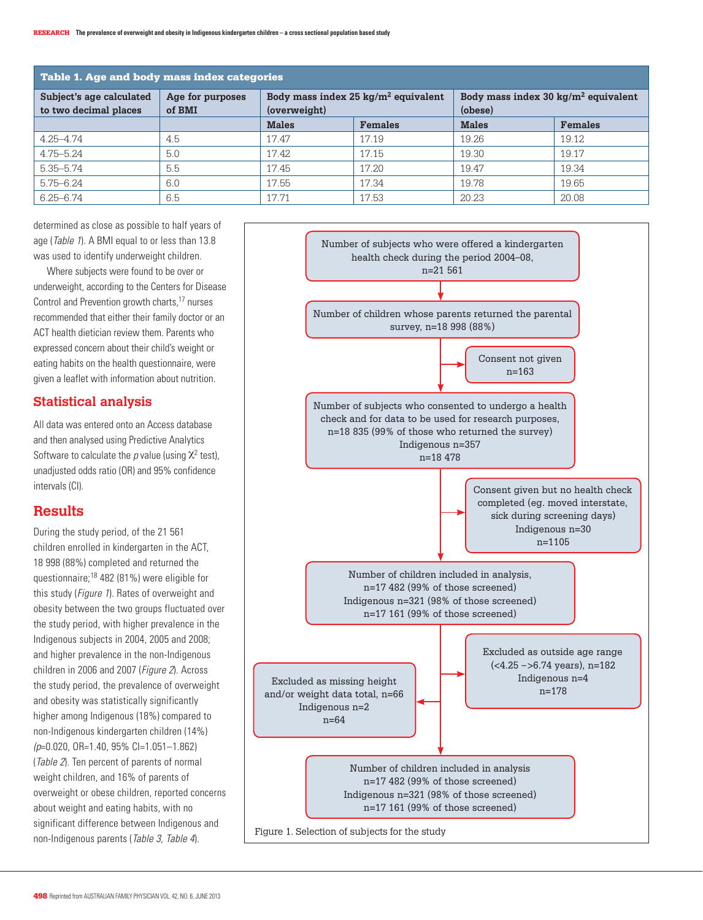**Table 1. Age and body mass index categories**

| Subject's age calculated to two decimal places | Age for purposes of BMI | Body mass index 25 kg/m² equivalent (overweight) | | Body mass index 30 kg/m² equivalent (obese) | |
|---|---|---|---|---|---|
| | | Males | Females | Males | Females |
| 4.25–4.74 | 4.5 | 17.47 | 17.19 | 19.26 | 19.12 |
| 4.75–5.24 | 5.0 | 17.42 | 17.15 | 19.30 | 19.17 |
| 5.35–5.74 | 5.5 | 17.45 | 17.20 | 19.47 | 19.34 |
| 5.75–6.24 | 6.0 | 17.55 | 17.34 | 19.78 | 19.65 |
| 6.25–6.74 | 6.5 | 17.71 | 17.53 | 20.23 | 20.08 |

determined as close as possible to half years of age (*Table 1*). A BMI equal to or less than 13.8 was used to identify underweight children.

Where subjects were found to be over or underweight, according to the Centers for Disease Control and Prevention growth charts,[17] nurses recommended that either their family doctor or an ACT health dietician review them. Parents who expressed concern about their child's weight or eating habits on the health questionnaire, were given a leaflet with information about nutrition.

## Statistical analysis

All data was entered onto an Access database and then analysed using Predictive Analytics Software to calculate the *p* value (using $\chi^2$ test), unadjusted odds ratio (OR) and 95% confidence intervals (CI).

## Results

During the study period, of the 21 561 children enrolled in kindergarten in the ACT, 18 998 (88%) completed and returned the questionnaire;[18] 482 (81%) were eligible for this study (*Figure 1*). Rates of overweight and obesity between the two groups fluctuated over the study period, with higher prevalence in the Indigenous subjects in 2004, 2005 and 2008; and higher prevalence in the non-Indigenous children in 2006 and 2007 (*Figure 2*). Across the study period, the prevalence of overweight and obesity was statistically significantly higher among Indigenous (18%) compared to non-Indigenous kindergarten children (14%) ($p$=0.020, OR=1.40, 95% CI=1.051–1.862) (*Table 2*). Ten percent of parents of normal weight children, and 16% of parents of overweight or obese children, reported concerns about weight and eating habits, with no significant difference between Indigenous and non-Indigenous parents (*Table 3, Table 4*).

Number of subjects who were offered a kindergarten health check during the period 2004–08, n=21 561

→ Number of children whose parents returned the parental survey, n=18 998 (88%)

→ Consent not given n=163

→ Number of subjects who consented to undergo a health check and for data to be used for research purposes, n=18 835 (99% of those who returned the survey) Indigenous n=357 n=18 478

→ Consent given but no health check completed (eg. moved interstate, sick during screening days) Indigenous n=30 n=1105

→ Number of children included in analysis, n=17 482 (99% of those screened) Indigenous n=321 (98% of those screened) n=17 161 (99% of those screened)

→ Excluded as outside age range (<4.25 –>6.74 years), n=182 Indigenous n=4 n=178

→ Excluded as missing height and/or weight data total, n=66 Indigenous n=2 n=64

→ Number of children included in analysis n=17 482 (99% of those screened) Indigenous n=321 (98% of those screened) n=17 161 (99% of those screened)

Figure 1. Selection of subjects for the study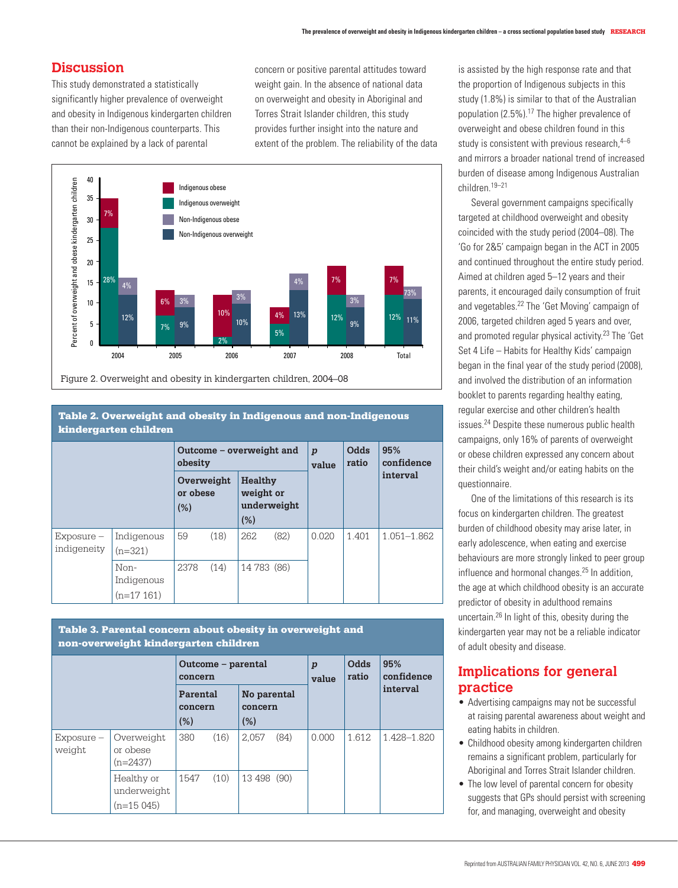## Discussion

This study demonstrated a statistically significantly higher prevalence of overweight and obesity in Indigenous kindergarten children than their non-Indigenous counterparts. This cannot be explained by a lack of parental concern or positive parental attitudes toward weight gain. In the absence of national data on overweight and obesity in Aboriginal and Torres Strait Islander children, this study provides further insight into the nature and extent of the problem. The reliability of the data is assisted by the high response rate and that the proportion of Indigenous subjects in this study (1.8%) is similar to that of the Australian population (2.5%).[17] The higher prevalence of overweight and obese children found in this study is consistent with previous research,[4–6] and mirrors a broader national trend of increased burden of disease among Indigenous Australian children.[19–21]

Several government campaigns specifically targeted at childhood overweight and obesity coincided with the study period (2004–08). The 'Go for 2&5' campaign began in the ACT in 2005 and continued throughout the entire study period. Aimed at children aged 5–12 years and their parents, it encouraged daily consumption of fruit and vegetables.[22] The 'Get Moving' campaign of 2006, targeted children aged 5 years and over, and promoted regular physical activity.[23] The 'Get Set 4 Life – Habits for Healthy Kids' campaign began in the final year of the study period (2008), and involved the distribution of an information booklet to parents regarding healthy eating, regular exercise and other children's health issues.[24] Despite these numerous public health campaigns, only 16% of parents of overweight or obese children expressed any concern about their child's weight and/or eating habits on the questionnaire.

One of the limitations of this research is its focus on kindergarten children. The greatest burden of childhood obesity may arise later, in early adolescence, when eating and exercise behaviours are more strongly linked to peer group influence and hormonal changes.[25] In addition, the age at which childhood obesity is an accurate predictor of obesity in adulthood remains uncertain.[26] In light of this, obesity during the kindergarten year may not be a reliable indicator of adult obesity and disease.

Figure 2. Overweight and obesity in kindergarten children, 2004–08

**Table 2. Overweight and obesity in Indigenous and non-Indigenous kindergarten children**

| | | Outcome – overweight and obesity | | p value | Odds ratio | 95% confidence interval |
|---|---|---|---|---|---|---|
| | | Overweight or obese (%) | Healthy weight or underweight (%) | | | |
| Exposure – indigeneity | Indigenous (n=321) | 59 (18) | 262 (82) | 0.020 | 1.401 | 1.051–1.862 |
| | Non-Indigenous (n=17 161) | 2378 (14) | 14 783 (86) | | | |

**Table 3. Parental concern about obesity in overweight and non-overweight kindergarten children**

| | | Outcome – parental concern | | p value | Odds ratio | 95% confidence interval |
|---|---|---|---|---|---|---|
| | | Parental concern (%) | No parental concern (%) | | | |
| Exposure – weight | Overweight or obese (n=2437) | 380 (16) | 2,057 (84) | 0.000 | 1.612 | 1.428–1.820 |
| | Healthy or underweight (n=15 045) | 1547 (10) | 13 498 (90) | | | |

## Implications for general practice

- Advertising campaigns may not be successful at raising parental awareness about weight and eating habits in children.
- Childhood obesity among kindergarten children remains a significant problem, particularly for Aboriginal and Torres Strait Islander children.
- The low level of parental concern for obesity suggests that GPs should persist with screening for, and managing, overweight and obesity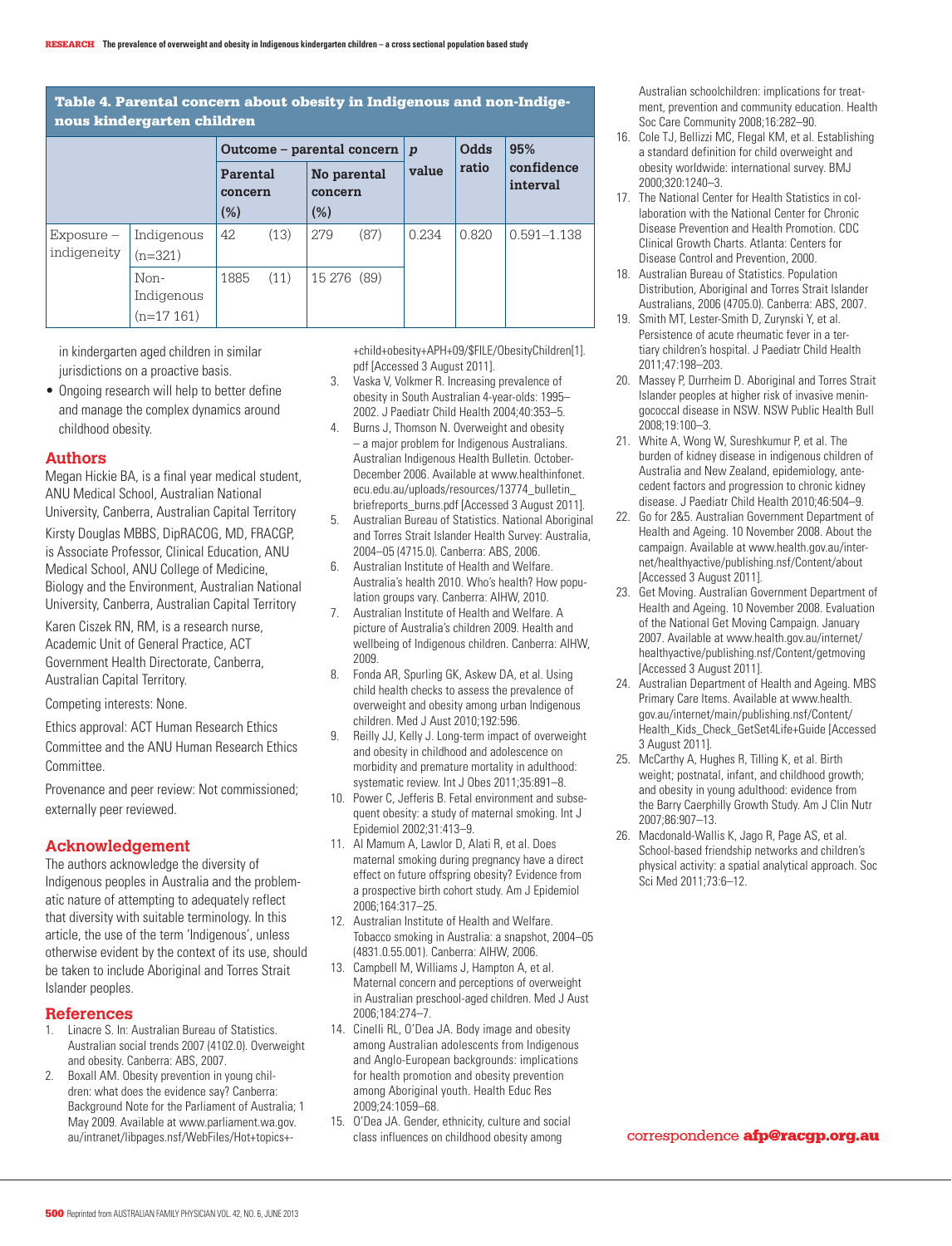**Table 4. Parental concern about obesity in Indigenous and non-Indigenous kindergarten children**

| | | Outcome – parental concern | | | | p value | Odds ratio | 95% confidence interval |
|---|---|---|---|---|---|---|---|---|
| | | Parental concern (%) | | No parental concern (%) | | | | |
| Exposure – indigeneity | Indigenous (n=321) | 42 | (13) | 279 | (87) | 0.234 | 0.820 | 0.591–1.138 |
| | Non-Indigenous (n=17 161) | 1885 | (11) | 15 276 | (89) | | | |

in kindergarten aged children in similar jurisdictions on a proactive basis.

- Ongoing research will help to better define and manage the complex dynamics around childhood obesity.

## Authors

Megan Hickie BA, is a final year medical student, ANU Medical School, Australian National University, Canberra, Australian Capital Territory

Kirsty Douglas MBBS, DipRACOG, MD, FRACGP, is Associate Professor, Clinical Education, ANU Medical School, ANU College of Medicine, Biology and the Environment, Australian National University, Canberra, Australian Capital Territory

Karen Ciszek RN, RM, is a research nurse, Academic Unit of General Practice, ACT Government Health Directorate, Canberra, Australian Capital Territory.

Competing interests: None.

Ethics approval: ACT Human Research Ethics Committee and the ANU Human Research Ethics Committee.

Provenance and peer review: Not commissioned; externally peer reviewed.

## Acknowledgement

The authors acknowledge the diversity of Indigenous peoples in Australia and the problematic nature of attempting to adequately reflect that diversity with suitable terminology. In this article, the use of the term 'Indigenous', unless otherwise evident by the context of its use, should be taken to include Aboriginal and Torres Strait Islander peoples.

## References

1. Linacre S. In: Australian Bureau of Statistics. Australian social trends 2007 (4102.0). Overweight and obesity. Canberra: ABS, 2007.
2. Boxall AM. Obesity prevention in young children: what does the evidence say? Canberra: Background Note for the Parliament of Australia; 1 May 2009. Available at www.parliament.wa.gov.au/intranet/libpages.nsf/WebFiles/Hot+topics+-+child+obesity+APH+09/$FILE/ObesityChildren[1].pdf [Accessed 3 August 2011].
3. Vaska V, Volkmer R. Increasing prevalence of obesity in South Australian 4-year-olds: 1995–2002. J Paediatr Child Health 2004;40:353–5.
4. Burns J, Thomson N. Overweight and obesity – a major problem for Indigenous Australians. Australian Indigenous Health Bulletin. October-December 2006. Available at www.healthinfonet.ecu.edu.au/uploads/resources/13774_bulletin_briefreports_burns.pdf [Accessed 3 August 2011].
5. Australian Bureau of Statistics. National Aboriginal and Torres Strait Islander Health Survey: Australia, 2004–05 (4715.0). Canberra: ABS, 2006.
6. Australian Institute of Health and Welfare. Australia's health 2010. Who's health? How population groups vary. Canberra: AIHW, 2010.
7. Australian Institute of Health and Welfare. A picture of Australia's children 2009. Health and wellbeing of Indigenous children. Canberra: AIHW, 2009.
8. Fonda AR, Spurling GK, Askew DA, et al. Using child health checks to assess the prevalence of overweight and obesity among urban Indigenous children. Med J Aust 2010;192:596.
9. Reilly JJ, Kelly J. Long-term impact of overweight and obesity in childhood and adolescence on morbidity and premature mortality in adulthood: systematic review. Int J Obes 2011;35:891–8.
10. Power C, Jefferis B. Fetal environment and subsequent obesity: a study of maternal smoking. Int J Epidemiol 2002;31:413–9.
11. Al Mamum A, Lawlor D, Alati R, et al. Does maternal smoking during pregnancy have a direct effect on future offspring obesity? Evidence from a prospective birth cohort study. Am J Epidemiol 2006;164:317–25.
12. Australian Institute of Health and Welfare. Tobacco smoking in Australia: a snapshot, 2004–05 (4831.0.55.001). Canberra: AIHW, 2006.
13. Campbell M, Williams J, Hampton A, et al. Maternal concern and perceptions of overweight in Australian preschool-aged children. Med J Aust 2006;184:274–7.
14. Cinelli RL, O'Dea JA. Body image and obesity among Australian adolescents from Indigenous and Anglo-European backgrounds: implications for health promotion and obesity prevention among Aboriginal youth. Health Educ Res 2009;24:1059–68.
15. O'Dea JA. Gender, ethnicity, culture and social class influences on childhood obesity among Australian schoolchildren: implications for treatment, prevention and community education. Health Soc Care Community 2008;16:282–90.
16. Cole TJ, Bellizzi MC, Flegal KM, et al. Establishing a standard definition for child overweight and obesity worldwide: international survey. BMJ 2000;320:1240–3.
17. The National Center for Health Statistics in collaboration with the National Center for Chronic Disease Prevention and Health Promotion. CDC Clinical Growth Charts. Atlanta: Centers for Disease Control and Prevention, 2000.
18. Australian Bureau of Statistics. Population Distribution, Aboriginal and Torres Strait Islander Australians, 2006 (4705.0). Canberra: ABS, 2007.
19. Smith MT, Lester-Smith D, Zurynski Y, et al. Persistence of acute rheumatic fever in a tertiary children's hospital. J Paediatr Child Health 2011;47:198–203.
20. Massey P, Durrheim D. Aboriginal and Torres Strait Islander peoples at higher risk of invasive meningococcal disease in NSW. NSW Public Health Bull 2008;19:100–3.
21. White A, Wong W, Sureshkumur P, et al. The burden of kidney disease in indigenous children of Australia and New Zealand, epidemiology, antecedent factors and progression to chronic kidney disease. J Paediatr Child Health 2010;46:504–9.
22. Go for 2&5. Australian Government Department of Health and Ageing. 10 November 2008. About the campaign. Available at www.health.gov.au/internet/healthyactive/publishing.nsf/Content/about [Accessed 3 August 2011].
23. Get Moving. Australian Government Department of Health and Ageing. 10 November 2008. Evaluation of the National Get Moving Campaign. January 2007. Available at www.health.gov.au/internet/healthyactive/publishing.nsf/Content/getmoving [Accessed 3 August 2011].
24. Australian Department of Health and Ageing. MBS Primary Care Items. Available at www.health.gov.au/internet/main/publishing.nsf/Content/Health_Kids_Check_GetSet4Life+Guide [Accessed 3 August 2011].
25. McCarthy A, Hughes R, Tilling K, et al. Birth weight; postnatal, infant, and childhood growth; and obesity in young adulthood: evidence from the Barry Caerphilly Growth Study. Am J Clin Nutr 2007;86:907–13.
26. Macdonald-Wallis K, Jago R, Page AS, et al. School-based friendship networks and children's physical activity: a spatial analytical approach. Soc Sci Med 2011;73:6–12.

correspondence **afp@racgp.org.au**